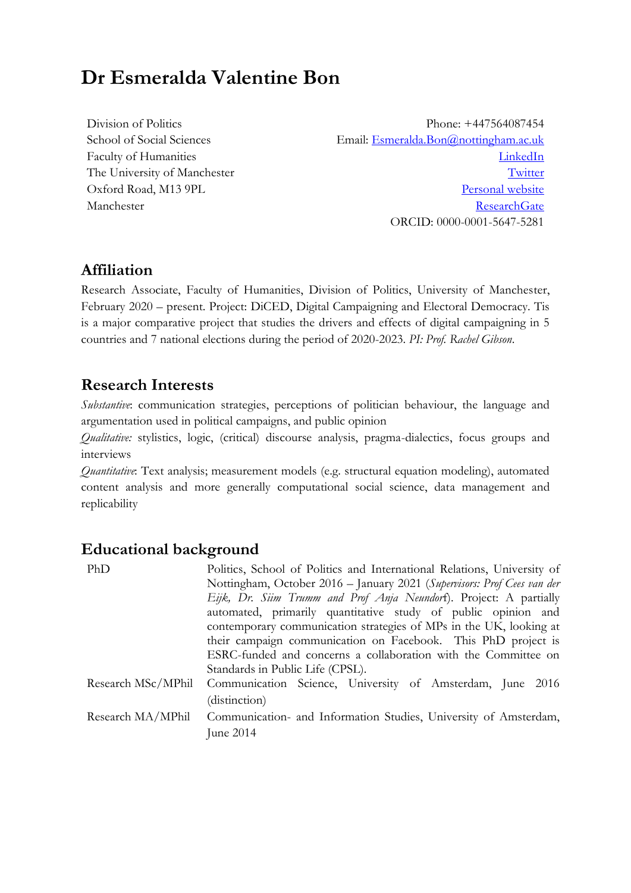# Dr Esmeralda Valentine Bon

Division of Politics
School of Social Sciences
Faculty of Humanities
The University of Manchester
Oxford Road, M13 9PL
Manchester

Phone: +447564087454
Email: Esmeralda.Bon@nottingham.ac.uk
LinkedIn
Twitter
Personal website
ResearchGate
ORCID: 0000-0001-5647-5281

## Affiliation

Research Associate, Faculty of Humanities, Division of Politics, University of Manchester, February 2020 – present. Project: DiCED, Digital Campaigning and Electoral Democracy. Tis is a major comparative project that studies the drivers and effects of digital campaigning in 5 countries and 7 national elections during the period of 2020-2023. *PI: Prof. Rachel Gibson.*

## Research Interests

*Substantive*: communication strategies, perceptions of politician behaviour, the language and argumentation used in political campaigns, and public opinion

*Qualitative:* stylistics, logic, (critical) discourse analysis, pragma-dialectics, focus groups and interviews

*Quantitative*: Text analysis; measurement models (e.g. structural equation modeling), automated content analysis and more generally computational social science, data management and replicability

## Educational background

| | |
|---|---|
| PhD | Politics, School of Politics and International Relations, University of Nottingham, October 2016 – January 2021 (*Supervisors: Prof Cees van der Eijk, Dr. Siim Trumm and Prof Anja Neundorf*). Project: A partially automated, primarily quantitative study of public opinion and contemporary communication strategies of MPs in the UK, looking at their campaign communication on Facebook. This PhD project is ESRC-funded and concerns a collaboration with the Committee on Standards in Public Life (CPSL). |
| Research MSc/MPhil | Communication Science, University of Amsterdam, June 2016 (distinction) |
| Research MA/MPhil | Communication- and Information Studies, University of Amsterdam, June 2014 |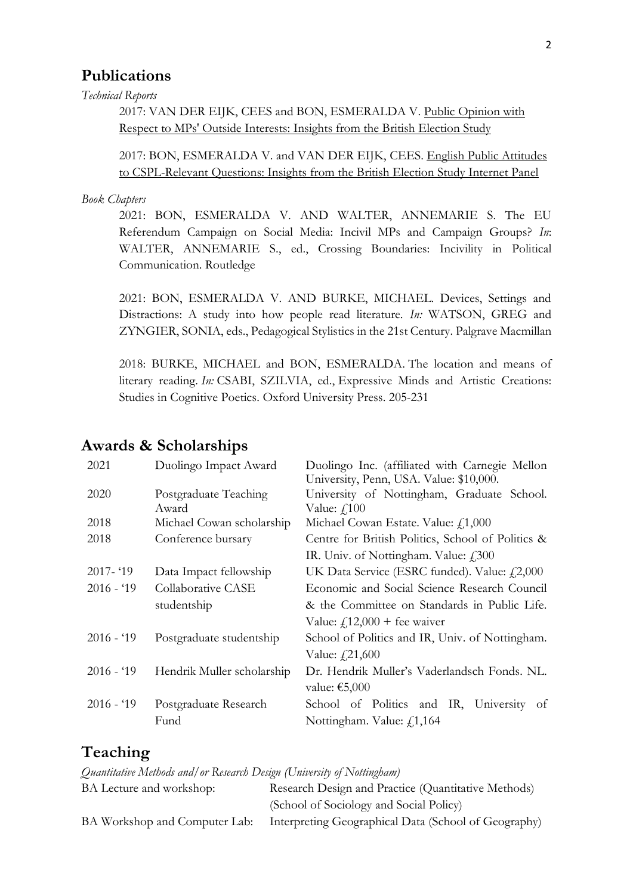## Publications

*Technical Reports*

2017: VAN DER EIJK, CEES and BON, ESMERALDA V. Public Opinion with Respect to MPs' Outside Interests: Insights from the British Election Study

2017: BON, ESMERALDA V. and VAN DER EIJK, CEES. English Public Attitudes to CSPL-Relevant Questions: Insights from the British Election Study Internet Panel

*Book Chapters*

2021: BON, ESMERALDA V. AND WALTER, ANNEMARIE S. The EU Referendum Campaign on Social Media: Incivil MPs and Campaign Groups? *In*: WALTER, ANNEMARIE S., ed., Crossing Boundaries: Incivility in Political Communication. Routledge

2021: BON, ESMERALDA V. AND BURKE, MICHAEL. Devices, Settings and Distractions: A study into how people read literature. *In:* WATSON, GREG and ZYNGIER, SONIA, eds., Pedagogical Stylistics in the 21st Century. Palgrave Macmillan

2018: BURKE, MICHAEL and BON, ESMERALDA. The location and means of literary reading. *In:* CSABI, SZILVIA, ed., Expressive Minds and Artistic Creations: Studies in Cognitive Poetics. Oxford University Press. 205-231

## Awards & Scholarships

| | | |
|---|---|---|
| 2021 | Duolingo Impact Award | Duolingo Inc. (affiliated with Carnegie Mellon University, Penn, USA. Value: $10,000. |
| 2020 | Postgraduate Teaching Award | University of Nottingham, Graduate School. Value: £100 |
| 2018 | Michael Cowan scholarship | Michael Cowan Estate. Value: £1,000 |
| 2018 | Conference bursary | Centre for British Politics, School of Politics & IR. Univ. of Nottingham. Value: £300 |
| 2017- '19 | Data Impact fellowship | UK Data Service (ESRC funded). Value: £2,000 |
| 2016 - '19 | Collaborative CASE studentship | Economic and Social Science Research Council & the Committee on Standards in Public Life. Value: £12,000 + fee waiver |
| 2016 - '19 | Postgraduate studentship | School of Politics and IR, Univ. of Nottingham. Value: £21,600 |
| 2016 - '19 | Hendrik Muller scholarship | Dr. Hendrik Muller's Vaderlandsch Fonds. NL. value: €5,000 |
| 2016 - '19 | Postgraduate Research Fund | School of Politics and IR, University of Nottingham. Value: £1,164 |

## Teaching

*Quantitative Methods and/or Research Design (University of Nottingham)*

| | |
|---|---|
| BA Lecture and workshop: | Research Design and Practice (Quantitative Methods) (School of Sociology and Social Policy) |
| BA Workshop and Computer Lab: | Interpreting Geographical Data (School of Geography) |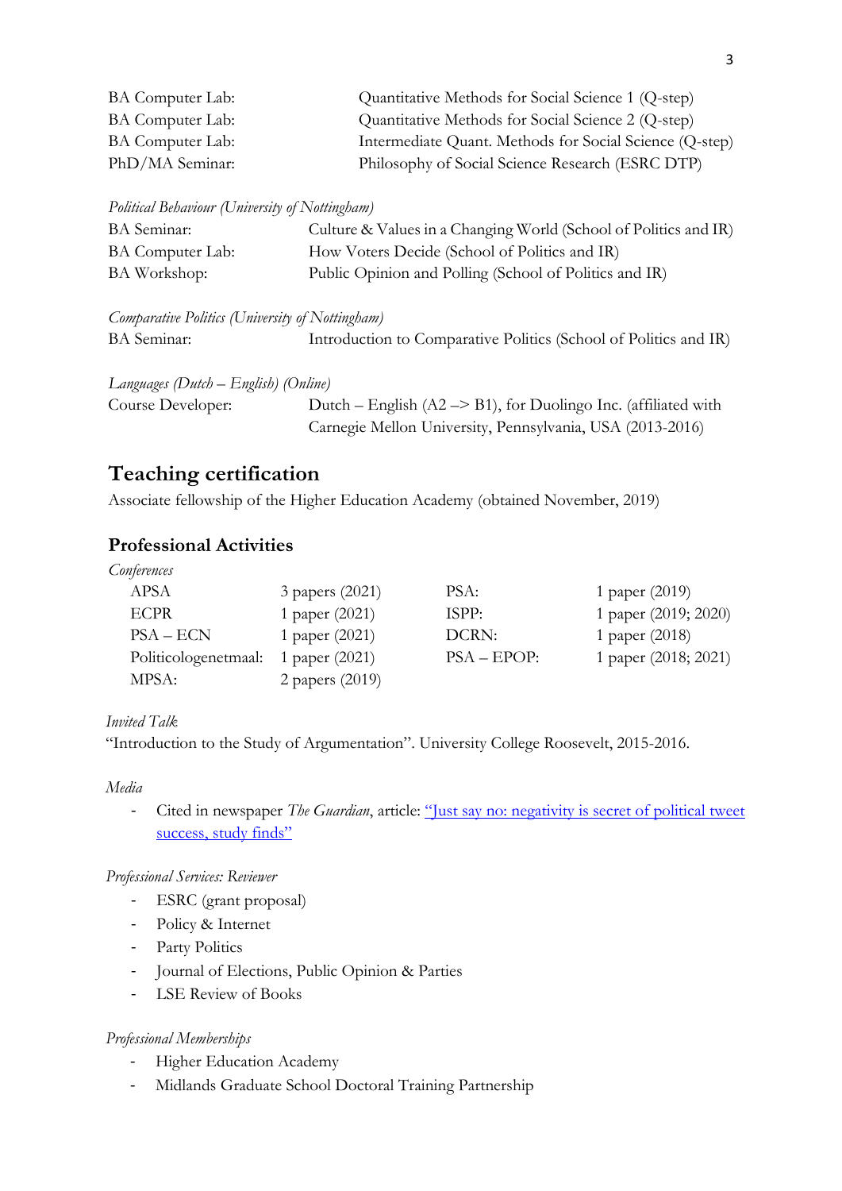| | |
|---|---|
| BA Computer Lab: | Quantitative Methods for Social Science 1 (Q-step) |
| BA Computer Lab: | Quantitative Methods for Social Science 2 (Q-step) |
| BA Computer Lab: | Intermediate Quant. Methods for Social Science (Q-step) |
| PhD/MA Seminar: | Philosophy of Social Science Research (ESRC DTP) |

*Political Behaviour (University of Nottingham)*

| | |
|---|---|
| BA Seminar: | Culture & Values in a Changing World (School of Politics and IR) |
| BA Computer Lab: | How Voters Decide (School of Politics and IR) |
| BA Workshop: | Public Opinion and Polling (School of Politics and IR) |

*Comparative Politics (University of Nottingham)*

| | |
|---|---|
| BA Seminar: | Introduction to Comparative Politics (School of Politics and IR) |

*Languages (Dutch – English) (Online)*

| | |
|---|---|
| Course Developer: | Dutch – English (A2 –> B1), for Duolingo Inc. (affiliated with Carnegie Mellon University, Pennsylvania, USA (2013-2016) |

## Teaching certification

Associate fellowship of the Higher Education Academy (obtained November, 2019)

## Professional Activities

*Conferences*

| | | | |
|---|---|---|---|
| APSA | 3 papers (2021) | PSA: | 1 paper (2019) |
| ECPR | 1 paper (2021) | ISPP: | 1 paper (2019; 2020) |
| PSA – ECN | 1 paper (2021) | DCRN: | 1 paper (2018) |
| Politicologenetmaal: | 1 paper (2021) | PSA – EPOP: | 1 paper (2018; 2021) |
| MPSA: | 2 papers (2019) | | |

*Invited Talk*

"Introduction to the Study of Argumentation". University College Roosevelt, 2015-2016.

*Media*

- Cited in newspaper *The Guardian*, article: "Just say no: negativity is secret of political tweet success, study finds"

*Professional Services: Reviewer*

- ESRC (grant proposal)
- Policy & Internet
- Party Politics
- Journal of Elections, Public Opinion & Parties
- LSE Review of Books

*Professional Memberships*

- Higher Education Academy
- Midlands Graduate School Doctoral Training Partnership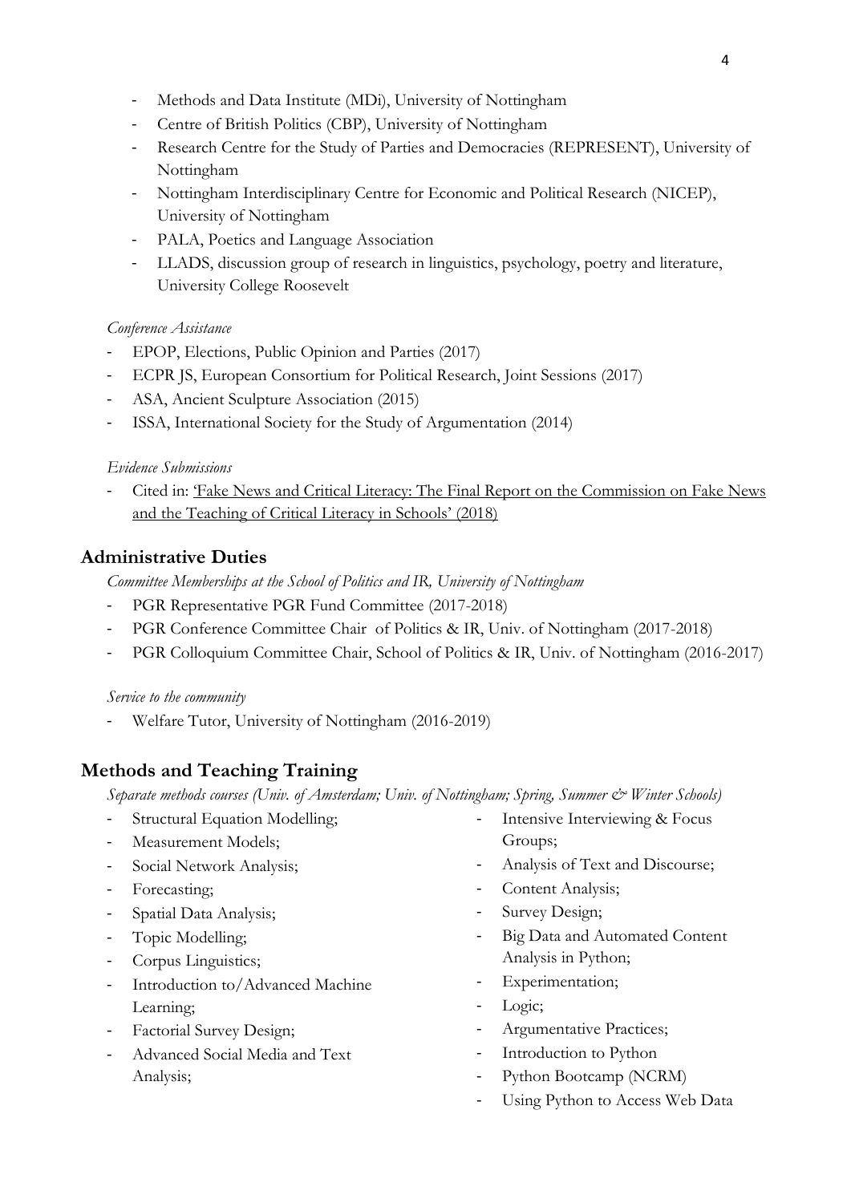- Methods and Data Institute (MDi), University of Nottingham
- Centre of British Politics (CBP), University of Nottingham
- Research Centre for the Study of Parties and Democracies (REPRESENT), University of Nottingham
- Nottingham Interdisciplinary Centre for Economic and Political Research (NICEP), University of Nottingham
- PALA, Poetics and Language Association
- LLADS, discussion group of research in linguistics, psychology, poetry and literature, University College Roosevelt

*Conference Assistance*

- EPOP, Elections, Public Opinion and Parties (2017)
- ECPR JS, European Consortium for Political Research, Joint Sessions (2017)
- ASA, Ancient Sculpture Association (2015)
- ISSA, International Society for the Study of Argumentation (2014)

*Evidence Submissions*

- Cited in: 'Fake News and Critical Literacy: The Final Report on the Commission on Fake News and the Teaching of Critical Literacy in Schools' (2018)

## Administrative Duties

*Committee Memberships at the School of Politics and IR, University of Nottingham*

- PGR Representative PGR Fund Committee (2017-2018)
- PGR Conference Committee Chair of Politics & IR, Univ. of Nottingham (2017-2018)
- PGR Colloquium Committee Chair, School of Politics & IR, Univ. of Nottingham (2016-2017)

*Service to the community*

- Welfare Tutor, University of Nottingham (2016-2019)

## Methods and Teaching Training

*Separate methods courses (Univ. of Amsterdam; Univ. of Nottingham; Spring, Summer & Winter Schools)*

- Structural Equation Modelling;
- Measurement Models;
- Social Network Analysis;
- Forecasting;
- Spatial Data Analysis;
- Topic Modelling;
- Corpus Linguistics;
- Introduction to/Advanced Machine Learning;
- Factorial Survey Design;
- Advanced Social Media and Text Analysis;
- Intensive Interviewing & Focus Groups;
- Analysis of Text and Discourse;
- Content Analysis;
- Survey Design;
- Big Data and Automated Content Analysis in Python;
- Experimentation;
- Logic;
- Argumentative Practices;
- Introduction to Python
- Python Bootcamp (NCRM)
- Using Python to Access Web Data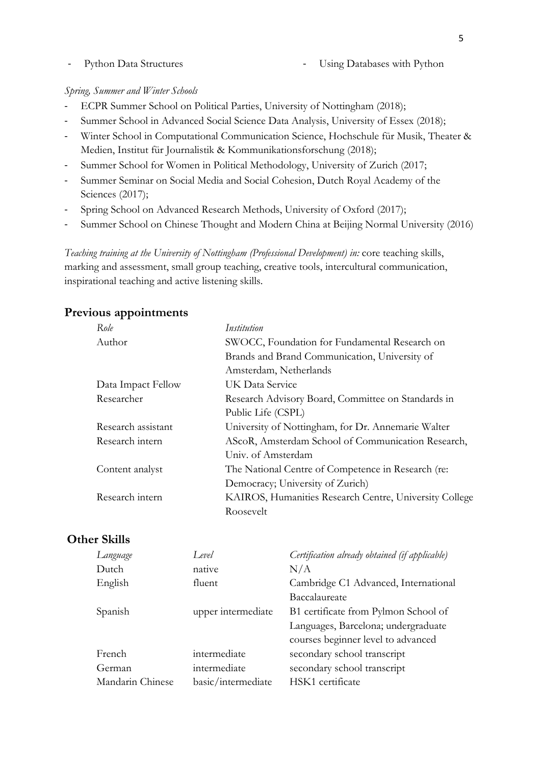- Python Data Structures
- Using Databases with Python

*Spring, Summer and Winter Schools*

- ECPR Summer School on Political Parties, University of Nottingham (2018);
- Summer School in Advanced Social Science Data Analysis, University of Essex (2018);
- Winter School in Computational Communication Science, Hochschule für Musik, Theater & Medien, Institut für Journalistik & Kommunikationsforschung (2018);
- Summer School for Women in Political Methodology, University of Zurich (2017;
- Summer Seminar on Social Media and Social Cohesion, Dutch Royal Academy of the Sciences (2017);
- Spring School on Advanced Research Methods, University of Oxford (2017);
- Summer School on Chinese Thought and Modern China at Beijing Normal University (2016)

*Teaching training at the University of Nottingham (Professional Development) in:* core teaching skills, marking and assessment, small group teaching, creative tools, intercultural communication, inspirational teaching and active listening skills.

## Previous appointments

| *Role* | *Institution* |
|---|---|
| Author | SWOCC, Foundation for Fundamental Research on Brands and Brand Communication, University of Amsterdam, Netherlands |
| Data Impact Fellow | UK Data Service |
| Researcher | Research Advisory Board, Committee on Standards in Public Life (CSPL) |
| Research assistant | University of Nottingham, for Dr. Annemarie Walter |
| Research intern | AScoR, Amsterdam School of Communication Research, Univ. of Amsterdam |
| Content analyst | The National Centre of Competence in Research (re: Democracy; University of Zurich) |
| Research intern | KAIROS, Humanities Research Centre, University College Roosevelt |

## Other Skills

| *Language* | *Level* | *Certification already obtained (if applicable)* |
|---|---|---|
| Dutch | native | N/A |
| English | fluent | Cambridge C1 Advanced, International Baccalaureate |
| Spanish | upper intermediate | B1 certificate from Pylmon School of Languages, Barcelona; undergraduate courses beginner level to advanced |
| French | intermediate | secondary school transcript |
| German | intermediate | secondary school transcript |
| Mandarin Chinese | basic/intermediate | HSK1 certificate |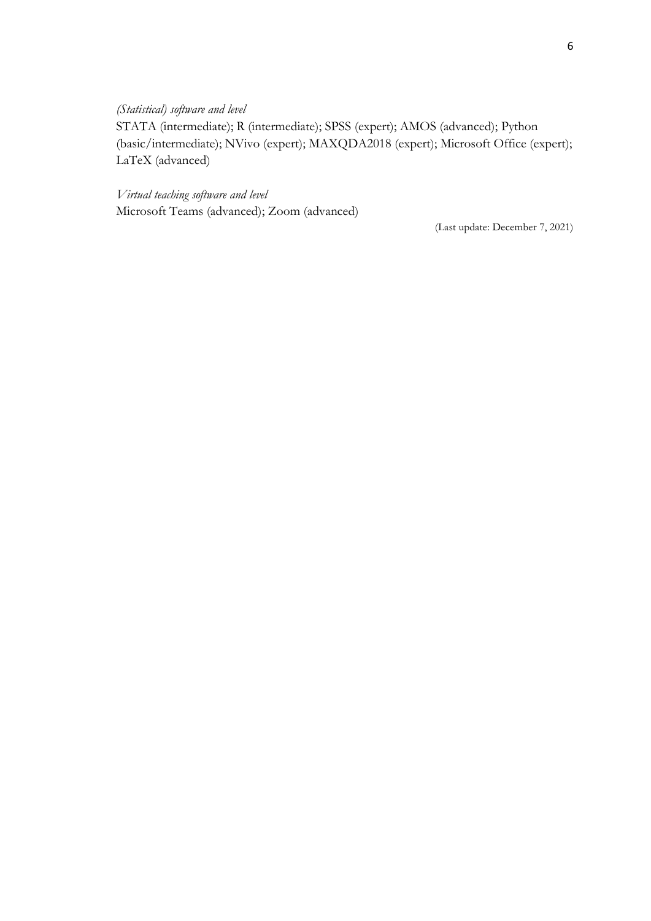*(Statistical) software and level*
STATA (intermediate); R (intermediate); SPSS (expert); AMOS (advanced); Python (basic/intermediate); NVivo (expert); MAXQDA2018 (expert); Microsoft Office (expert); LaTeX (advanced)

*Virtual teaching software and level*
Microsoft Teams (advanced); Zoom (advanced)

(Last update: December 7, 2021)